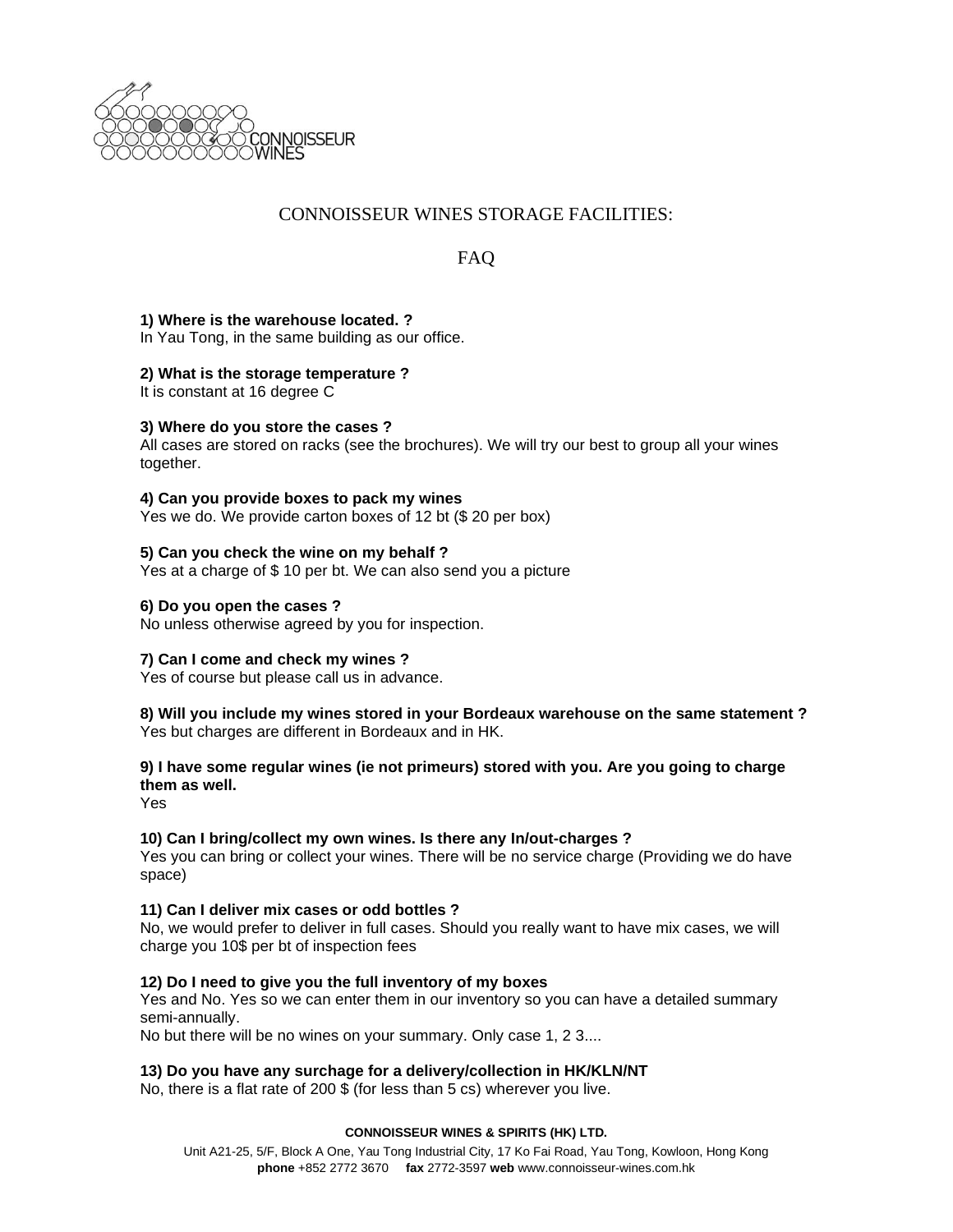# CONNOISSEUR WINES STORAGE FACILITIES:

## FAQ

**1) Where is the warehouse located. ?**
In Yau Tong, in the same building as our office.

**2) What is the storage temperature ?**
It is constant at 16 degree C

**3) Where do you store the cases ?**
All cases are stored on racks (see the brochures). We will try our best to group all your wines together.

**4) Can you provide boxes to pack my wines**
Yes we do. We provide carton boxes of 12 bt ($ 20 per box)

**5) Can you check the wine on my behalf ?**
Yes at a charge of $ 10 per bt. We can also send you a picture

**6) Do you open the cases ?**
No unless otherwise agreed by you for inspection.

**7) Can I come and check my wines ?**
Yes of course but please call us in advance.

**8) Will you include my wines stored in your Bordeaux warehouse on the same statement ?**
Yes but charges are different in Bordeaux and in HK.

**9) I have some regular wines (ie not primeurs) stored with you. Are you going to charge them as well.**
Yes

**10) Can I bring/collect my own wines. Is there any In/out-charges ?**
Yes you can bring or collect your wines. There will be no service charge (Providing we do have space)

**11) Can I deliver mix cases or odd bottles ?**
No, we would prefer to deliver in full cases. Should you really want to have mix cases, we will charge you 10$ per bt of inspection fees

**12) Do I need to give you the full inventory of my boxes**
Yes and No. Yes so we can enter them in our inventory so you can have a detailed summary semi-annually.
No but there will be no wines on your summary. Only case 1, 2 3....

**13) Do you have any surchage for a delivery/collection in HK/KLN/NT**
No, there is a flat rate of 200 $ (for less than 5 cs) wherever you live.

**CONNOISSEUR WINES & SPIRITS (HK) LTD.**
Unit A21-25, 5/F, Block A One, Yau Tong Industrial City, 17 Ko Fai Road, Yau Tong, Kowloon, Hong Kong
**phone** +852 2772 3670 **fax** 2772-3597 **web** www.connoisseur-wines.com.hk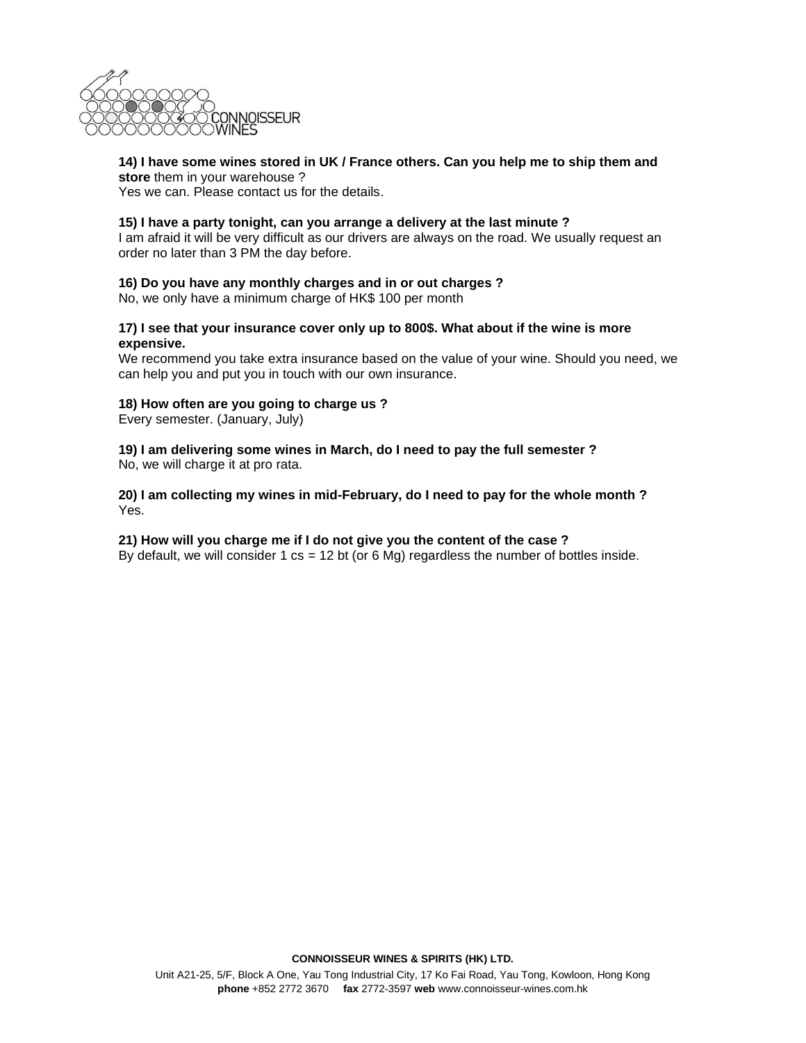**14) I have some wines stored in UK / France others. Can you help me to ship them and store** them in your warehouse ?
Yes we can. Please contact us for the details.

**15) I have a party tonight, can you arrange a delivery at the last minute ?**
I am afraid it will be very difficult as our drivers are always on the road. We usually request an order no later than 3 PM the day before.

**16) Do you have any monthly charges and in or out charges ?**
No, we only have a minimum charge of HK$ 100 per month

**17) I see that your insurance cover only up to 800$. What about if the wine is more expensive.**
We recommend you take extra insurance based on the value of your wine. Should you need, we can help you and put you in touch with our own insurance.

**18) How often are you going to charge us ?**
Every semester. (January, July)

**19) I am delivering some wines in March, do I need to pay the full semester ?**
No, we will charge it at pro rata.

**20) I am collecting my wines in mid-February, do I need to pay for the whole month ?**
Yes.

**21) How will you charge me if I do not give you the content of the case ?**
By default, we will consider 1 cs = 12 bt (or 6 Mg) regardless the number of bottles inside.

**CONNOISSEUR WINES & SPIRITS (HK) LTD.**
Unit A21-25, 5/F, Block A One, Yau Tong Industrial City, 17 Ko Fai Road, Yau Tong, Kowloon, Hong Kong
**phone** +852 2772 3670 **fax** 2772-3597 **web** www.connoisseur-wines.com.hk